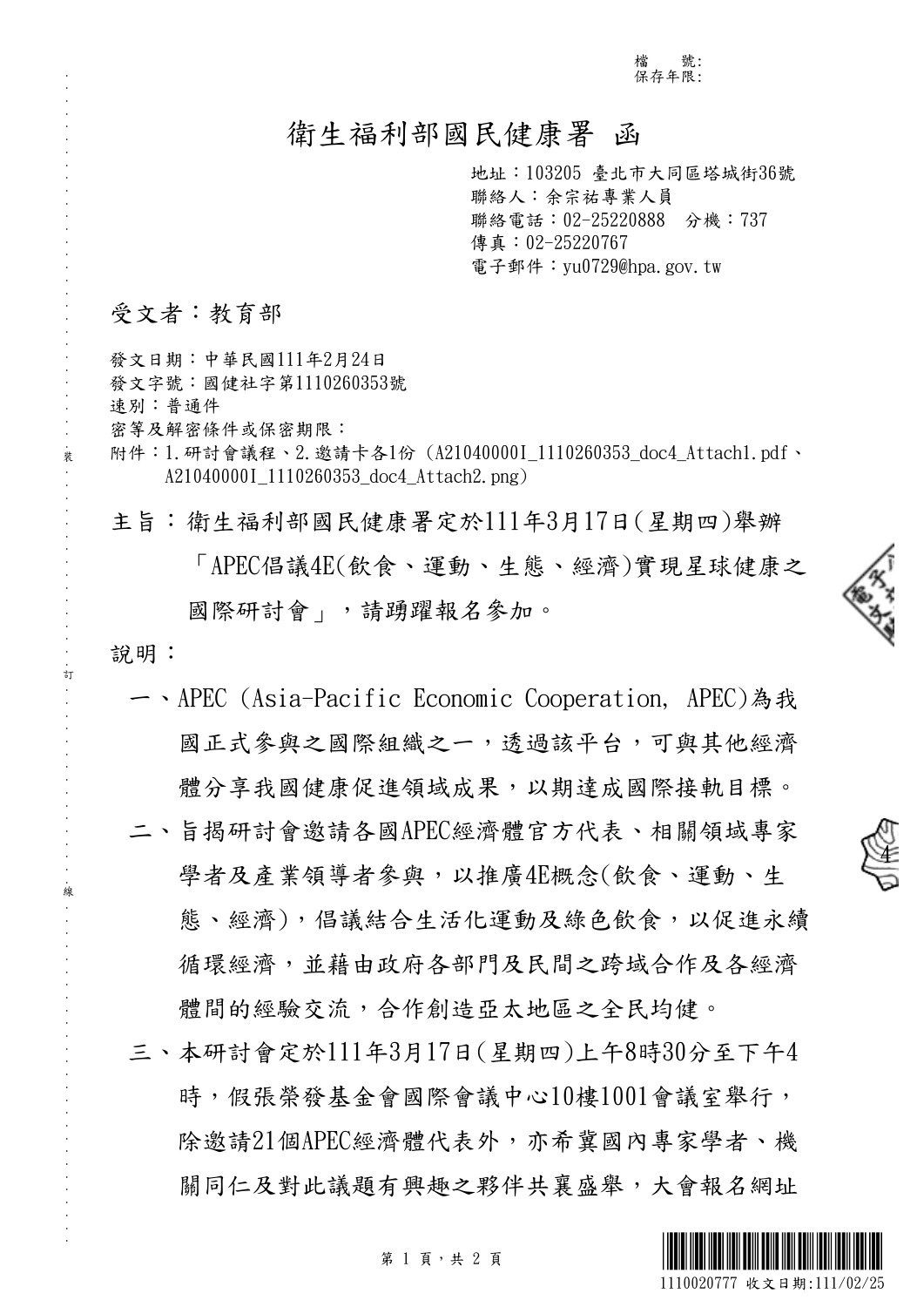檔　　號:
保存年限:

# 衛生福利部國民健康署 函

地址：103205 臺北市大同區塔城街36號
聯絡人：余宗祐專業人員
聯絡電話：02-25220888　分機：737
傳真：02-25220767
電子郵件：yu0729@hpa.gov.tw

受文者：教育部

發文日期：中華民國111年2月24日
發文字號：國健社字第1110260353號
速別：普通件
密等及解密條件或保密期限：
附件：1.研討會議程、2.邀請卡各1份（A21040000I_1110260353_doc4_Attach1.pdf、A21040000I_1110260353_doc4_Attach2.png）

主旨：衛生福利部國民健康署定於111年3月17日(星期四)舉辦「APEC倡議4E(飲食、運動、生態、經濟)實現星球健康之國際研討會」，請踴躍報名參加。

說明：

一、APEC (Asia-Pacific Economic Cooperation, APEC)為我國正式參與之國際組織之一，透過該平台，可與其他經濟體分享我國健康促進領域成果，以期達成國際接軌目標。

二、旨揭研討會邀請各國APEC經濟體官方代表、相關領域專家學者及產業領導者參與，以推廣4E概念(飲食、運動、生態、經濟)，倡議結合生活化運動及綠色飲食，以促進永續循環經濟，並藉由政府各部門及民間之跨域合作及各經濟體間的經驗交流，合作創造亞太地區之全民均健。

三、本研討會定於111年3月17日(星期四)上午8時30分至下午4時，假張榮發基金會國際會議中心10樓1001會議室舉行，除邀請21個APEC經濟體代表外，亦希冀國內專家學者、機關同仁及對此議題有興趣之夥伴共襄盛舉，大會報名網址

1110020777 收文日期:111/02/25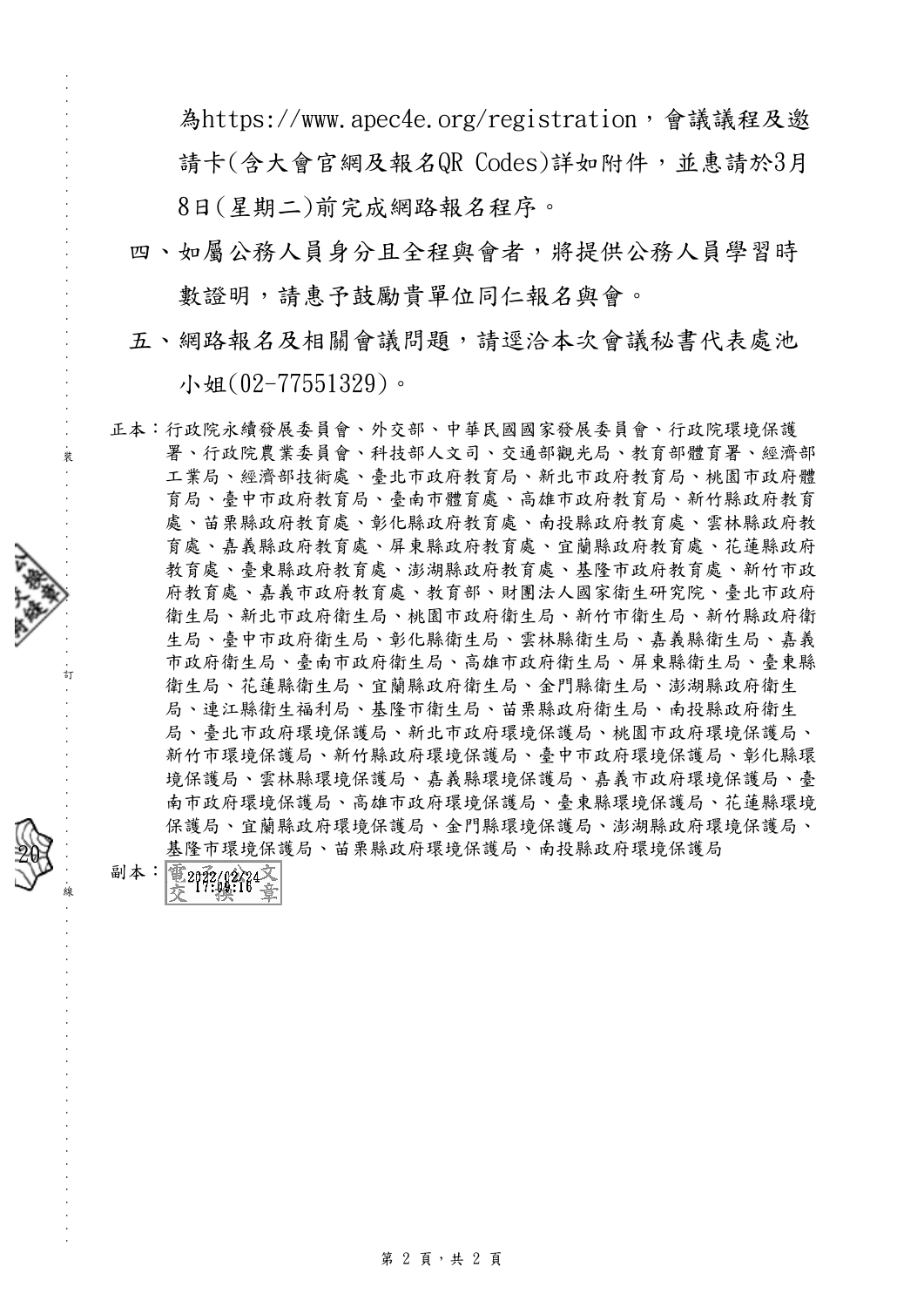為https://www.apec4e.org/registration，會議議程及邀請卡(含大會官網及報名QR Codes)詳如附件，並惠請於3月8日(星期二)前完成網路報名程序。

四、如屬公務人員身分且全程與會者，將提供公務人員學習時數證明，請惠予鼓勵貴單位同仁報名與會。

五、網路報名及相關會議問題，請逕洽本次會議秘書代表處池小姐(02-77551329)。

正本：行政院永續發展委員會、外交部、中華民國國家發展委員會、行政院環境保護署、行政院農業委員會、科技部人文司、交通部觀光局、教育部體育署、經濟部工業局、經濟部技術處、臺北市政府教育局、新北市政府教育局、桃園市政府體育局、臺中市政府教育局、臺南市體育處、高雄市政府教育局、新竹縣政府教育處、苗栗縣政府教育處、彰化縣政府教育處、南投縣政府教育處、雲林縣政府教育處、嘉義縣政府教育處、屏東縣政府教育處、宜蘭縣政府教育處、花蓮縣政府教育處、臺東縣政府教育處、澎湖縣政府教育處、基隆市政府教育處、新竹市政府教育處、嘉義市政府教育處、教育部、財團法人國家衛生研究院、臺北市政府衛生局、新北市政府衛生局、桃園市政府衛生局、新竹市衛生局、新竹縣政府衛生局、臺中市政府衛生局、彰化縣衛生局、雲林縣衛生局、嘉義縣衛生局、嘉義市政府衛生局、臺南市政府衛生局、高雄市政府衛生局、屏東縣衛生局、臺東縣衛生局、花蓮縣衛生局、宜蘭縣政府衛生局、金門縣衛生局、澎湖縣政府衛生局、連江縣衛生福利局、基隆市衛生局、苗栗縣政府衛生局、南投縣政府衛生局、臺北市政府環境保護局、新北市政府環境保護局、桃園市政府環境保護局、新竹市環境保護局、新竹縣政府環境保護局、臺中市政府環境保護局、彰化縣環境保護局、雲林縣環境保護局、嘉義縣環境保護局、嘉義市政府環境保護局、臺南市政府環境保護局、高雄市政府環境保護局、臺東縣環境保護局、花蓮縣環境保護局、宜蘭縣政府環境保護局、金門縣環境保護局、澎湖縣政府環境保護局、基隆市環境保護局、苗栗縣政府環境保護局、南投縣政府環境保護局

副本：電子公文交換章 2022/02/24 17:05:16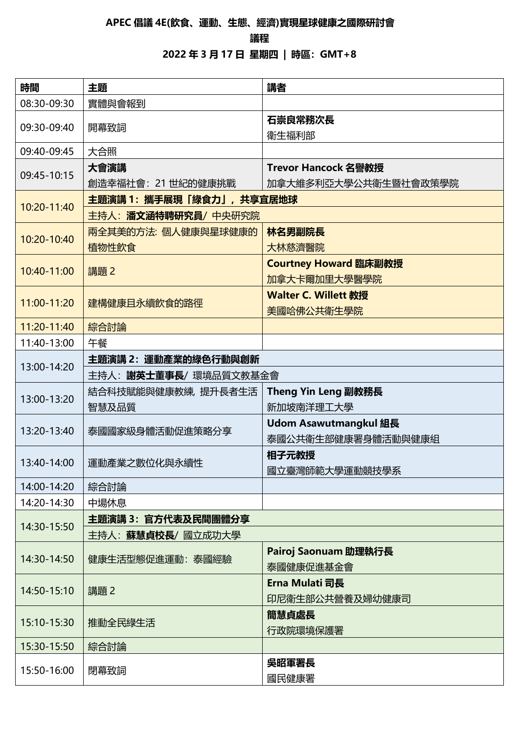**APEC 倡議 4E(飲食、運動、生態、經濟)實現星球健康之國際研討會**

**議程**

**2022 年 3 月 17 日 星期四 | 時區：GMT+8**

| 時間 | 主題 | 講者 |
|---|---|---|
| 08:30-09:30 | 實體與會報到 | |
| 09:30-09:40 | 開幕致詞 | **石崇良常務次長**<br>衛生福利部 |
| 09:40-09:45 | 大合照 | |
| 09:45-10:15 | **大會演講**<br>創造幸福社會：21 世紀的健康挑戰 | **Trevor Hancock 名譽教授**<br>加拿大維多利亞大學公共衛生暨社會政策學院 |
| 10:20-11:40 | **主題演講 1：攜手展現「綠食力」，共享宜居地球**<br>主持人：**潘文涵特聘研究員**/ 中央研究院 | |
| 10:20-10:40 | 兩全其美的方法: 個人健康與星球健康的植物性飲食 | **林名男副院長**<br>大林慈濟醫院 |
| 10:40-11:00 | 講題 2 | **Courtney Howard 臨床副教授**<br>加拿大卡爾加里大學醫學院 |
| 11:00-11:20 | 建構健康且永續飲食的路徑 | **Walter C. Willett 教授**<br>美國哈佛公共衛生學院 |
| 11:20-11:40 | 綜合討論 | |
| 11:40-13:00 | 午餐 | |
| 13:00-14:20 | **主題演講 2：運動產業的綠色行動與創新**<br>主持人：**謝英士董事長**/ 環境品質文教基金會 | |
| 13:00-13:20 | 結合科技賦能與健康教練, 提升長者生活智慧及品質 | **Theng Yin Leng 副教務長**<br>新加坡南洋理工大學 |
| 13:20-13:40 | 泰國國家級身體活動促進策略分享 | **Udom Asawutmangkul 組長**<br>泰國公共衛生部健康署身體活動與健康組 |
| 13:40-14:00 | 運動產業之數位化與永續性 | **相子元教授**<br>國立臺灣師範大學運動競技學系 |
| 14:00-14:20 | 綜合討論 | |
| 14:20-14:30 | 中場休息 | |
| 14:30-15:50 | **主題演講 3：官方代表及民間團體分享**<br>主持人：**蘇慧貞校長**/ 國立成功大學 | |
| 14:30-14:50 | 健康生活型態促進運動：泰國經驗 | **Pairoj Saonuam 助理執行長**<br>泰國健康促進基金會 |
| 14:50-15:10 | 講題 2 | **Erna Mulati 司長**<br>印尼衛生部公共營養及婦幼健康司 |
| 15:10-15:30 | 推動全民綠生活 | **簡慧貞處長**<br>行政院環境保護署 |
| 15:30-15:50 | 綜合討論 | |
| 15:50-16:00 | 閉幕致詞 | **吳昭軍署長**<br>國民健康署 |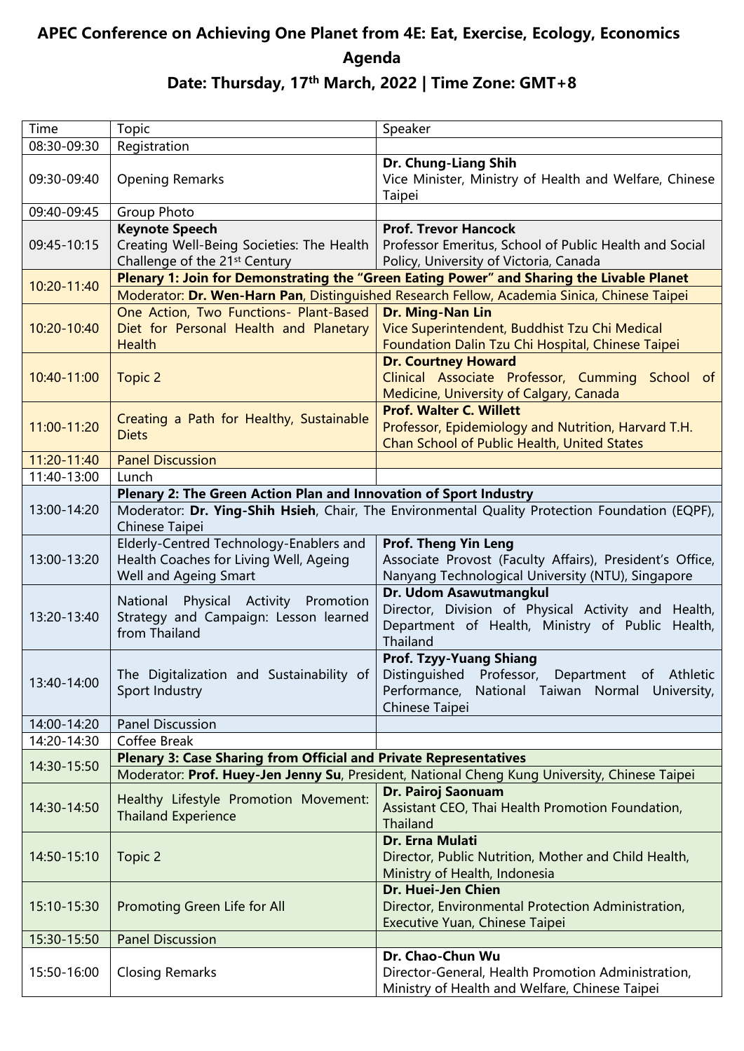# APEC Conference on Achieving One Planet from 4E: Eat, Exercise, Ecology, Economics Agenda

## Date: Thursday, 17th March, 2022 | Time Zone: GMT+8

| Time | Topic | Speaker |
|---|---|---|
| 08:30-09:30 | Registration | |
| 09:30-09:40 | Opening Remarks | **Dr. Chung-Liang Shih**<br>Vice Minister, Ministry of Health and Welfare, Chinese Taipei |
| 09:40-09:45 | Group Photo | |
| 09:45-10:15 | **Keynote Speech**<br>Creating Well-Being Societies: The Health Challenge of the 21st Century | **Prof. Trevor Hancock**<br>Professor Emeritus, School of Public Health and Social Policy, University of Victoria, Canada |
| 10:20-11:40 | **Plenary 1: Join for Demonstrating the "Green Eating Power" and Sharing the Livable Planet**<br>Moderator: **Dr. Wen-Harn Pan**, Distinguished Research Fellow, Academia Sinica, Chinese Taipei | |
| 10:20-10:40 | One Action, Two Functions- Plant-Based Diet for Personal Health and Planetary Health | **Dr. Ming-Nan Lin**<br>Vice Superintendent, Buddhist Tzu Chi Medical Foundation Dalin Tzu Chi Hospital, Chinese Taipei |
| 10:40-11:00 | Topic 2 | **Dr. Courtney Howard**<br>Clinical Associate Professor, Cumming School of Medicine, University of Calgary, Canada |
| 11:00-11:20 | Creating a Path for Healthy, Sustainable Diets | **Prof. Walter C. Willett**<br>Professor, Epidemiology and Nutrition, Harvard T.H. Chan School of Public Health, United States |
| 11:20-11:40 | Panel Discussion | |
| 11:40-13:00 | Lunch | |
| 13:00-14:20 | **Plenary 2: The Green Action Plan and Innovation of Sport Industry**<br>Moderator: **Dr. Ying-Shih Hsieh**, Chair, The Environmental Quality Protection Foundation (EQPF), Chinese Taipei | |
| 13:00-13:20 | Elderly-Centred Technology-Enablers and Health Coaches for Living Well, Ageing Well and Ageing Smart | **Prof. Theng Yin Leng**<br>Associate Provost (Faculty Affairs), President's Office, Nanyang Technological University (NTU), Singapore |
| 13:20-13:40 | National Physical Activity Promotion Strategy and Campaign: Lesson learned from Thailand | **Dr. Udom Asawutmangkul**<br>Director, Division of Physical Activity and Health, Department of Health, Ministry of Public Health, Thailand |
| 13:40-14:00 | The Digitalization and Sustainability of Sport Industry | **Prof. Tzyy-Yuang Shiang**<br>Distinguished Professor, Department of Athletic Performance, National Taiwan Normal University, Chinese Taipei |
| 14:00-14:20 | Panel Discussion | |
| 14:20-14:30 | Coffee Break | |
| 14:30-15:50 | **Plenary 3: Case Sharing from Official and Private Representatives**<br>Moderator: **Prof. Huey-Jen Jenny Su**, President, National Cheng Kung University, Chinese Taipei | |
| 14:30-14:50 | Healthy Lifestyle Promotion Movement: Thailand Experience | **Dr. Pairoj Saonuam**<br>Assistant CEO, Thai Health Promotion Foundation, Thailand |
| 14:50-15:10 | Topic 2 | **Dr. Erna Mulati**<br>Director, Public Nutrition, Mother and Child Health, Ministry of Health, Indonesia |
| 15:10-15:30 | Promoting Green Life for All | **Dr. Huei-Jen Chien**<br>Director, Environmental Protection Administration, Executive Yuan, Chinese Taipei |
| 15:30-15:50 | Panel Discussion | |
| 15:50-16:00 | Closing Remarks | **Dr. Chao-Chun Wu**<br>Director-General, Health Promotion Administration, Ministry of Health and Welfare, Chinese Taipei |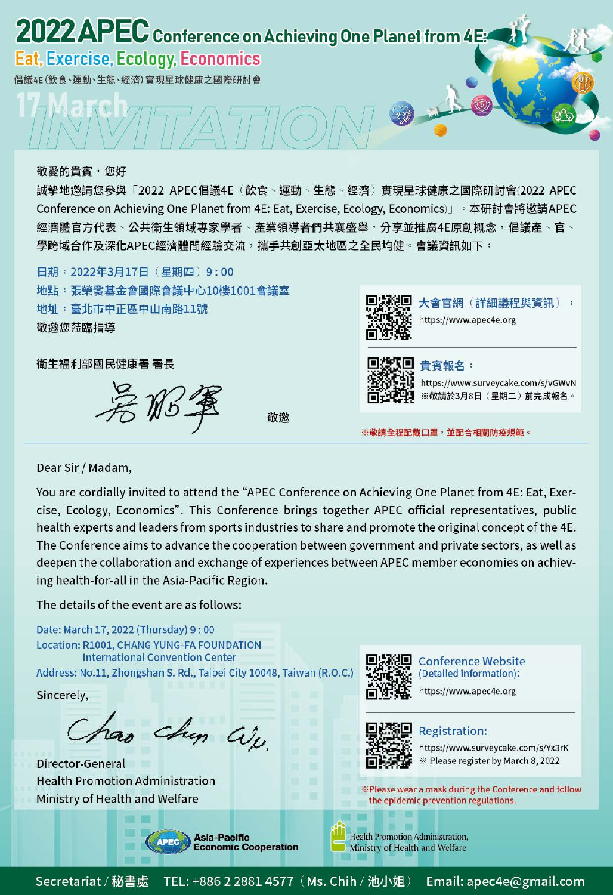# 2022 APEC Conference on Achieving One Planet from 4E: Eat, Exercise, Ecology, Economics

倡議4E(飲食、運動、生態、經濟)實現星球健康之國際研討會

17 March

INVITATION

敬愛的貴賓，您好

誠摯地邀請您參與「2022 APEC倡議4E（飲食、運動、生態、經濟）實現星球健康之國際研討會(2022 APEC Conference on Achieving One Planet from 4E: Eat, Exercise, Ecology, Economics)」。本研討會將邀請APEC經濟體官方代表、公共衛生領域專家學者、產業領導者們共襄盛舉，分享並推廣4E原創概念，倡議產、官、學跨域合作及深化APEC經濟體間經驗交流，攜手共創亞太地區之全民均健。會議資訊如下：

日期：2022年3月17日（星期四）9：00
地點：張榮發基金會國際會議中心10樓1001會議室
地址：臺北市中正區中山南路11號
敬邀您蒞臨指導

衛生福利部國民健康署 署長

吳昭軍

敬邀

大會官網（詳細議程與資訊）：
https://www.apec4e.org

貴賓報名：
https://www.surveycake.com/s/vGWvN
※敬請於3月8日（星期二）前完成報名。

※敬請全程配戴口罩，並配合相關防疫規範。

---

Dear Sir / Madam,

You are cordially invited to attend the “APEC Conference on Achieving One Planet from 4E: Eat, Exercise, Ecology, Economics”. This Conference brings together APEC official representatives, public health experts and leaders from sports industries to share and promote the original concept of the 4E. The Conference aims to advance the cooperation between government and private sectors, as well as deepen the collaboration and exchange of experiences between APEC member economies on achieving health-for-all in the Asia-Pacific Region.

The details of the event are as follows:

Date: March 17, 2022 (Thursday) 9 : 00
Location: R1001, CHANG YUNG-FA FOUNDATION International Convention Center
Address: No.11, Zhongshan S. Rd., Taipei City 10048, Taiwan (R.O.C.)

Sincerely,

Chao Chun Wu

Director-General
Health Promotion Administration
Ministry of Health and Welfare

Conference Website (Detailed information):
https://www.apec4e.org

Registration:
https://www.surveycake.com/s/Yx3rK
※ Please register by March 8, 2022

※Please wear a mask during the Conference and follow the epidemic prevention regulations.

Asia-Pacific Economic Cooperation

Health Promotion Administration, Ministry of Health and Welfare

Secretariat / 秘書處　TEL: +886 2 2881 4577（Ms. Chih / 池小姐）　Email: apec4e@gmail.com